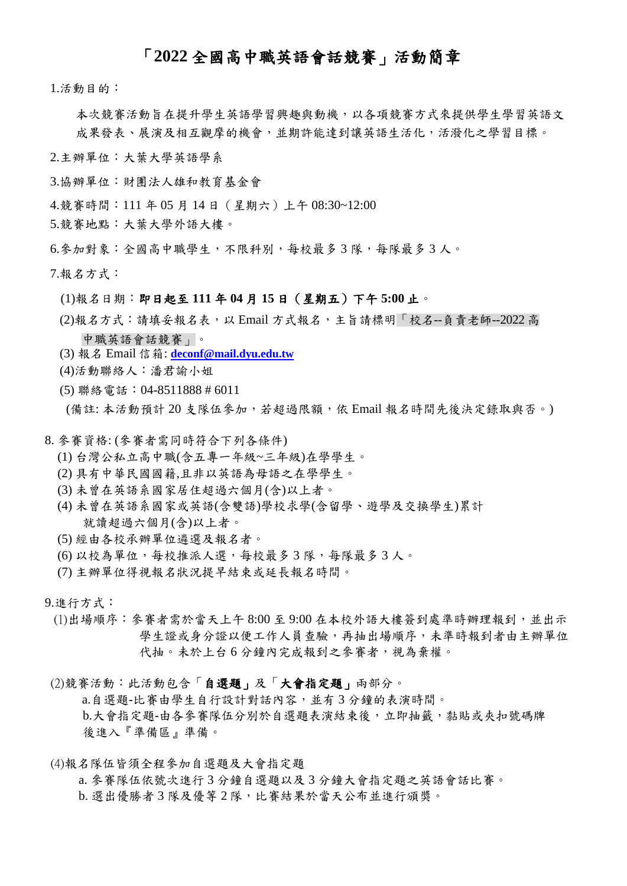# 「2022 全國高中職英語會話競賽」活動簡章

1.活動目的：

本次競賽活動旨在提升學生英語學習興趣與動機，以各項競賽方式來提供學生學習英語文成果發表、展演及相互觀摩的機會，並期許能達到讓英語生活化，活潑化之學習目標。

2.主辦單位：大葉大學英語學系

3.協辦單位：財團法人雄和教育基金會

4.競賽時間：111 年 05 月 14 日（星期六）上午 08:30~12:00

5.競賽地點：大葉大學外語大樓。

6.參加對象：全國高中職學生，不限科別，每校最多 3 隊，每隊最多 3 人。

7.報名方式：

(1)報名日期：**即日起至 111 年 04 月 15 日（星期五）下午 5:00 止**。

(2)報名方式：請填妥報名表，以 Email 方式報名，主旨請標明「校名--負責老師--2022 高中職英語會話競賽」。

(3) 報名 Email 信箱: **deconf@mail.dyu.edu.tw**

(4)活動聯絡人：潘君諭小姐

(5) 聯絡電話：04-8511888 # 6011

(備註: 本活動預計 20 支隊伍參加，若超過限額，依 Email 報名時間先後決定錄取與否。)

8. 參賽資格: (參賽者需同時符合下列各條件)

(1) 台灣公私立高中職(含五專一年級~三年級)在學學生。
(2) 具有中華民國國籍,且非以英語為母語之在學學生。
(3) 未曾在英語系國家居住超過六個月(含)以上者。
(4) 未曾在英語系國家或英語(含雙語)學校求學(含留學、遊學及交換學生)累計就讀超過六個月(含)以上者。
(5) 經由各校承辦單位遴選及報名者。
(6) 以校為單位，每校推派人選，每校最多 3 隊，每隊最多 3 人。
(7) 主辦單位得視報名狀況提早結束或延長報名時間。

9.進行方式：

(1)出場順序：參賽者需於當天上午 8:00 至 9:00 在本校外語大樓簽到處準時辦理報到，並出示學生證或身分證以便工作人員查驗，再抽出場順序，未準時報到者由主辦單位代抽。未於上台 6 分鐘內完成報到之參賽者，視為棄權。

(2)競賽活動：此活動包含「**自選題**」及「**大會指定題**」兩部分。

a.自選題-比賽由學生自行設計對話內容，並有 3 分鐘的表演時間。

b.大會指定題-由各參賽隊伍分別於自選題表演結束後，立即抽籤，黏貼或夾扣號碼牌後進入『準備區』準備。

(4)報名隊伍皆須全程參加自選題及大會指定題

a. 參賽隊伍依號次進行 3 分鐘自選題以及 3 分鐘大會指定題之英語會話比賽。

b. 選出優勝者 3 隊及優等 2 隊，比賽結果於當天公布並進行頒獎。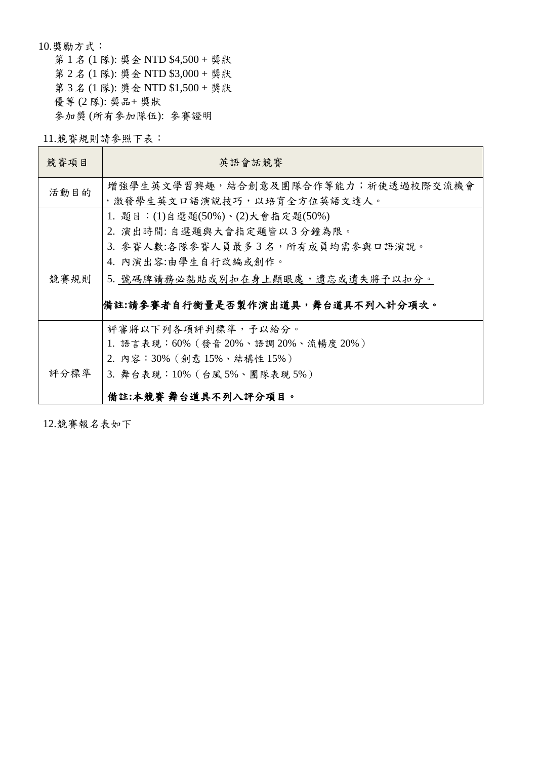10.獎勵方式：

第 1 名 (1 隊): 獎金 NTD $4,500 + 獎狀
第 2 名 (1 隊): 獎金 NTD $3,000 + 獎狀
第 3 名 (1 隊): 獎金 NTD $1,500 + 獎狀
優等 (2 隊): 獎品+ 獎狀
參加獎 (所有參加隊伍): 參賽證明

11.競賽規則請參照下表：

| 競賽項目 | 英語會話競賽 |
| --- | --- |
| 活動目的 | 增強學生英文學習興趣，結合創意及團隊合作等能力；祈使透過校際交流機會，激發學生英文口語演說技巧，以培育全方位英語文達人。 |
| 競賽規則 | 1. 題目：(1)自選題(50%)、(2)大會指定題(50%)<br>2. 演出時間: 自選題與大會指定題皆以 3 分鐘為限。<br>3. 參賽人數:各隊參賽人員最多 3 名，所有成員均需參與口語演說。<br>4. 內演出容:由學生自行改編或創作。<br>5. 號碼牌請務必黏貼或別扣在身上顯眼處，遺忘或遺失將予以扣分。<br><br>**備註:請參賽者自行衡量是否製作演出道具，舞台道具不列入計分項次。** |
| 評分標準 | 評審將以下列各項評判標準，予以給分。<br>1. 語言表現：60%（發音 20%、語調 20%、流暢度 20%）<br>2. 內容：30%（創意 15%、結構性 15%）<br>3. 舞台表現：10%（台風 5%、團隊表現 5%）<br><br>**備註:本競賽 舞台道具不列入評分項目。** |

12.競賽報名表如下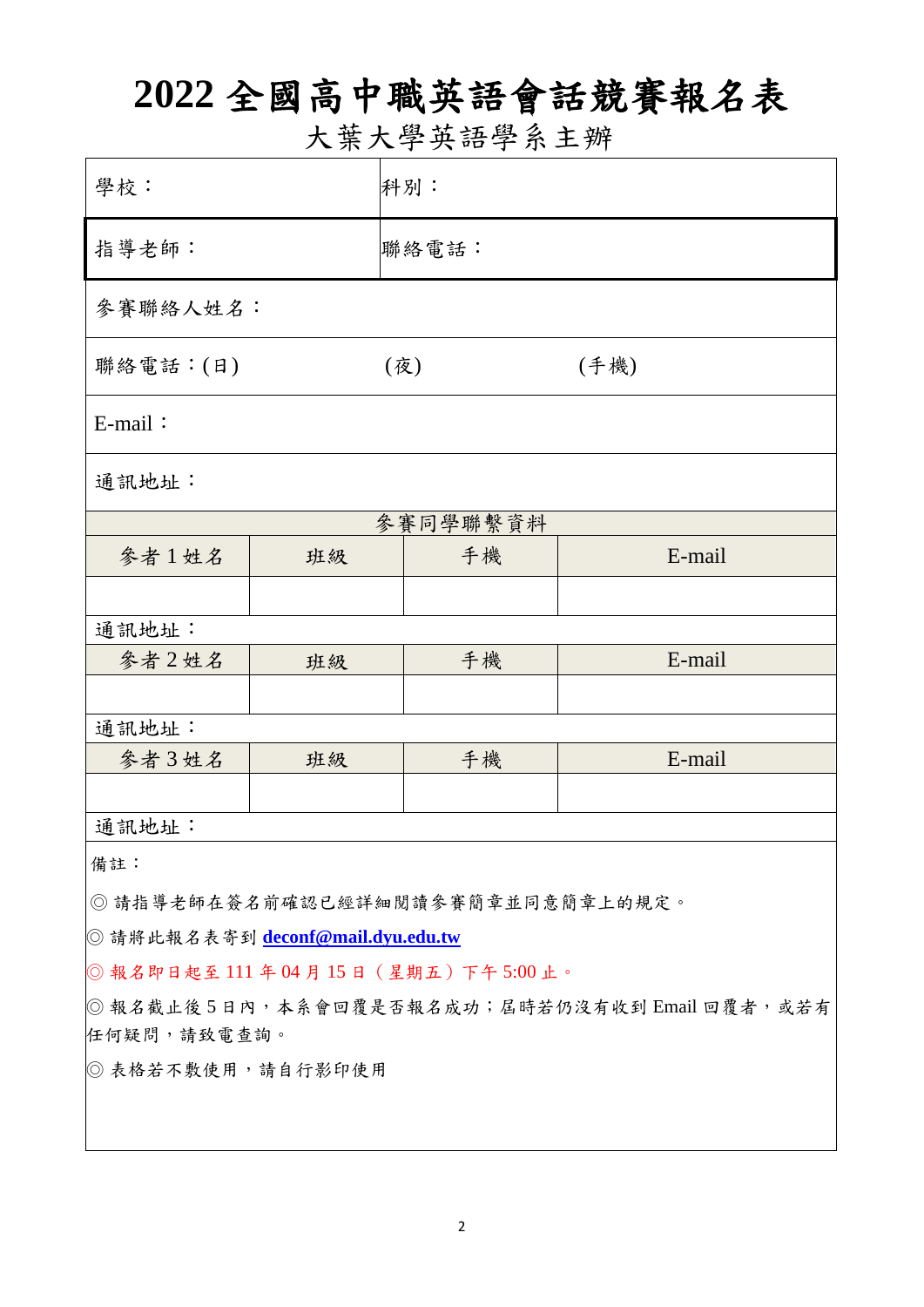# 2022 全國高中職英語會話競賽報名表

## 大葉大學英語學系主辦

| 學校： | 科別： |
| --- | --- |
| 指導老師： | 聯絡電話： |
| 參賽聯絡人姓名： | |
| 聯絡電話：(日)　　　　(夜)　　　　(手機) | |
| E-mail： | |
| 通訊地址： | |

| 參賽同學聯繫資料 | | | |
| --- | --- | --- | --- |
| 參者 1 姓名 | 班級 | 手機 | E-mail |
| | | | |
| 通訊地址： | | | |
| 參者 2 姓名 | 班級 | 手機 | E-mail |
| | | | |
| 通訊地址： | | | |
| 參者 3 姓名 | 班級 | 手機 | E-mail |
| | | | |
| 通訊地址： | | | |

備註：

◎ 請指導老師在簽名前確認已經詳細閱讀參賽簡章並同意簡章上的規定。

◎ 請將此報名表寄到 **deconf@mail.dyu.edu.tw**

◎ 報名即日起至 111 年 04 月 15 日（星期五）下午 5:00 止。

◎ 報名截止後 5 日內，本系會回覆是否報名成功；屆時若仍沒有收到 Email 回覆者，或若有任何疑問，請致電查詢。

◎ 表格若不敷使用，請自行影印使用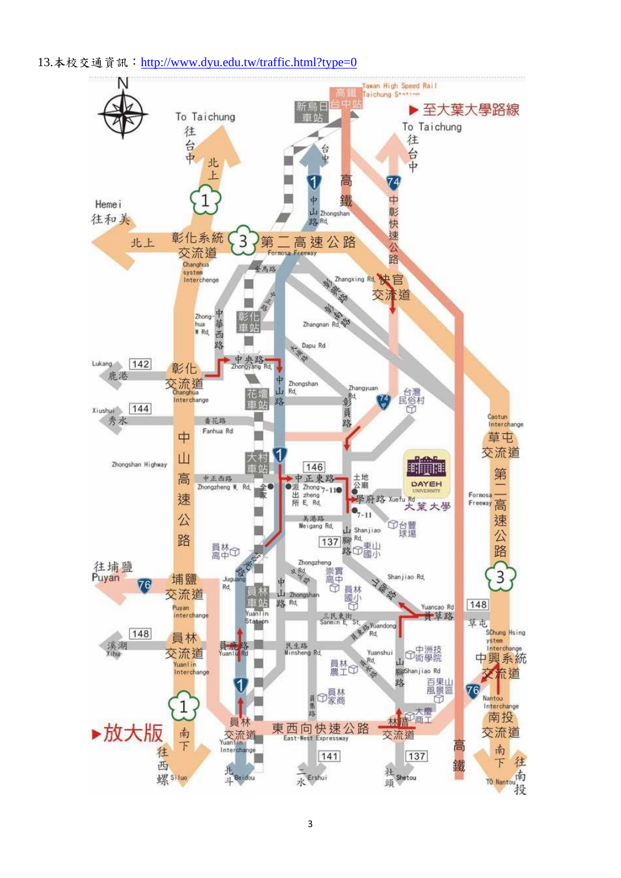13.本校交通資訊：http://www.dyu.edu.tw/traffic.html?type=0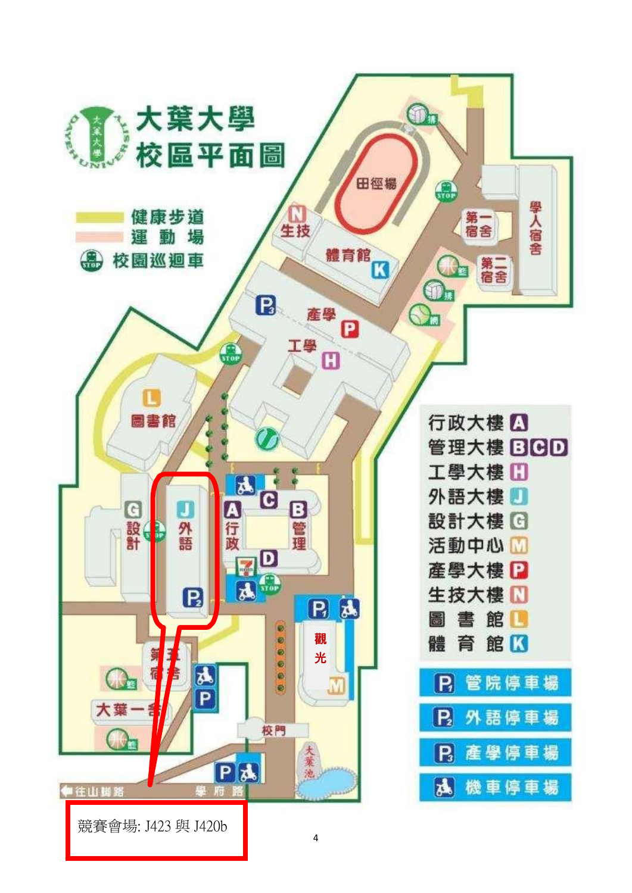# 大葉大學校區平面圖

健康步道
運動場
校園巡迴車

| 建築 | 代號 |
| --- | --- |
| 行政大樓 | A |
| 管理大樓 | BCD |
| 工學大樓 | H |
| 外語大樓 | J |
| 設計大樓 | G |
| 活動中心 | M |
| 產學大樓 | P |
| 生技大樓 | N |
| 圖書館 | L |
| 體育館 | K |

P1 管院停車場
P2 外語停車場
P3 產學停車場
機車停車場

競賽會場: J423 與 J420b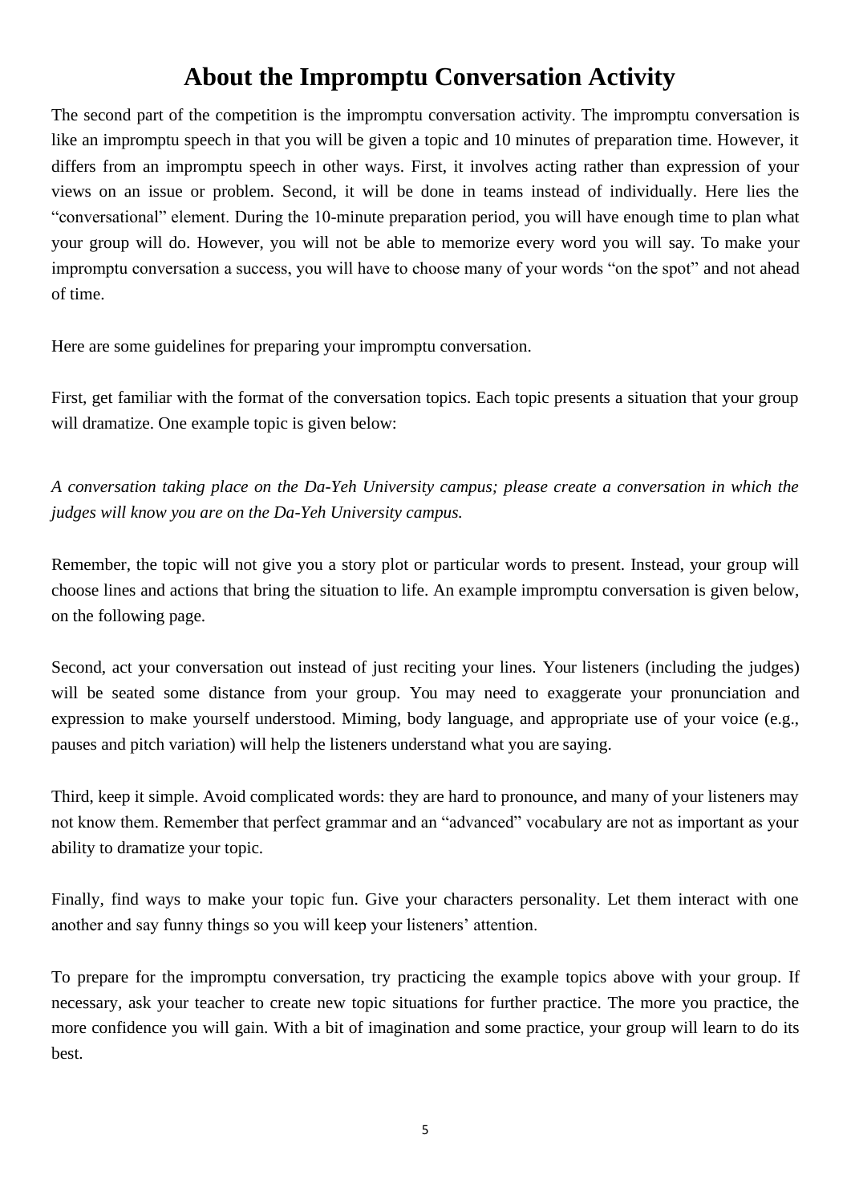# About the Impromptu Conversation Activity

The second part of the competition is the impromptu conversation activity. The impromptu conversation is like an impromptu speech in that you will be given a topic and 10 minutes of preparation time. However, it differs from an impromptu speech in other ways. First, it involves acting rather than expression of your views on an issue or problem. Second, it will be done in teams instead of individually. Here lies the "conversational" element. During the 10-minute preparation period, you will have enough time to plan what your group will do. However, you will not be able to memorize every word you will say. To make your impromptu conversation a success, you will have to choose many of your words "on the spot" and not ahead of time.

Here are some guidelines for preparing your impromptu conversation.

First, get familiar with the format of the conversation topics. Each topic presents a situation that your group will dramatize. One example topic is given below:

*A conversation taking place on the Da-Yeh University campus; please create a conversation in which the judges will know you are on the Da-Yeh University campus.*

Remember, the topic will not give you a story plot or particular words to present. Instead, your group will choose lines and actions that bring the situation to life. An example impromptu conversation is given below, on the following page.

Second, act your conversation out instead of just reciting your lines. Your listeners (including the judges) will be seated some distance from your group. You may need to exaggerate your pronunciation and expression to make yourself understood. Miming, body language, and appropriate use of your voice (e.g., pauses and pitch variation) will help the listeners understand what you are saying.

Third, keep it simple. Avoid complicated words: they are hard to pronounce, and many of your listeners may not know them. Remember that perfect grammar and an "advanced" vocabulary are not as important as your ability to dramatize your topic.

Finally, find ways to make your topic fun. Give your characters personality. Let them interact with one another and say funny things so you will keep your listeners' attention.

To prepare for the impromptu conversation, try practicing the example topics above with your group. If necessary, ask your teacher to create new topic situations for further practice. The more you practice, the more confidence you will gain. With a bit of imagination and some practice, your group will learn to do its best.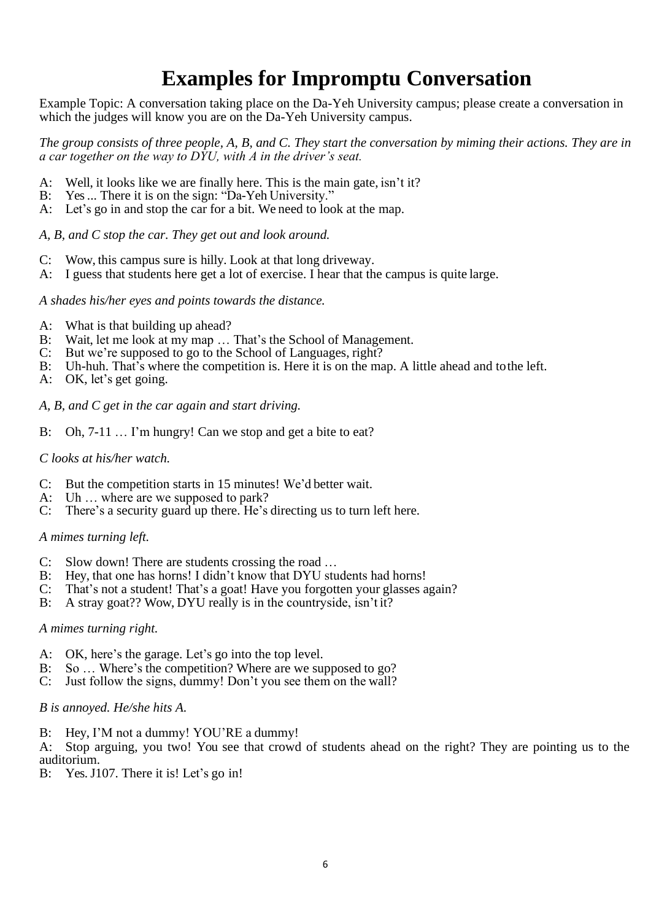# Examples for Impromptu Conversation

Example Topic: A conversation taking place on the Da-Yeh University campus; please create a conversation in which the judges will know you are on the Da-Yeh University campus.

*The group consists of three people, A, B, and C. They start the conversation by miming their actions. They are in a car together on the way to DYU, with A in the driver's seat.*

A: Well, it looks like we are finally here. This is the main gate, isn't it?
B: Yes ... There it is on the sign: "Da-Yeh University."
A: Let's go in and stop the car for a bit. We need to look at the map.

*A, B, and C stop the car. They get out and look around.*

C: Wow, this campus sure is hilly. Look at that long driveway.
A: I guess that students here get a lot of exercise. I hear that the campus is quite large.

*A shades his/her eyes and points towards the distance.*

A: What is that building up ahead?
B: Wait, let me look at my map … That's the School of Management.
C: But we're supposed to go to the School of Languages, right?
B: Uh-huh. That's where the competition is. Here it is on the map. A little ahead and to the left.
A: OK, let's get going.

*A, B, and C get in the car again and start driving.*

B: Oh, 7-11 … I'm hungry! Can we stop and get a bite to eat?

*C looks at his/her watch.*

C: But the competition starts in 15 minutes! We'd better wait.
A: Uh … where are we supposed to park?
C: There's a security guard up there. He's directing us to turn left here.

*A mimes turning left.*

C: Slow down! There are students crossing the road …
B: Hey, that one has horns! I didn't know that DYU students had horns!
C: That's not a student! That's a goat! Have you forgotten your glasses again?
B: A stray goat?? Wow, DYU really is in the countryside, isn't it?

*A mimes turning right.*

A: OK, here's the garage. Let's go into the top level.
B: So … Where's the competition? Where are we supposed to go?
C: Just follow the signs, dummy! Don't you see them on the wall?

*B is annoyed. He/she hits A.*

B: Hey, I'M not a dummy! YOU'RE a dummy!
A: Stop arguing, you two! You see that crowd of students ahead on the right? They are pointing us to the auditorium.
B: Yes. J107. There it is! Let's go in!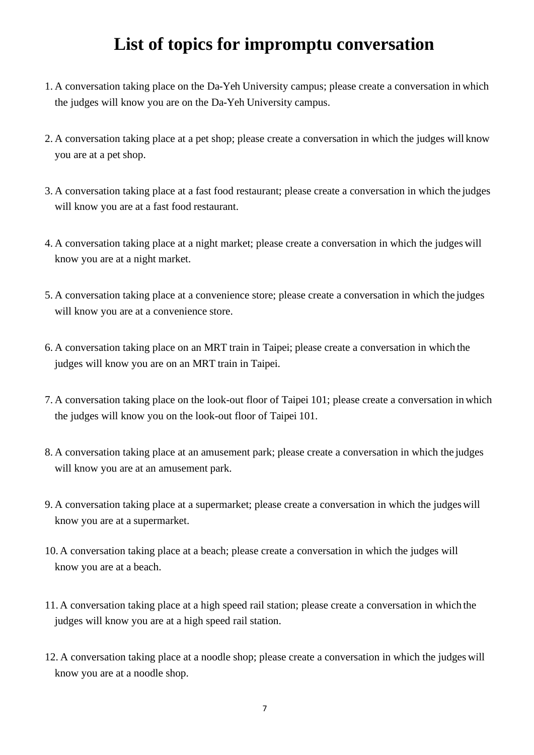# List of topics for impromptu conversation

1. A conversation taking place on the Da-Yeh University campus; please create a conversation in which the judges will know you are on the Da-Yeh University campus.

2. A conversation taking place at a pet shop; please create a conversation in which the judges will know you are at a pet shop.

3. A conversation taking place at a fast food restaurant; please create a conversation in which the judges will know you are at a fast food restaurant.

4. A conversation taking place at a night market; please create a conversation in which the judges will know you are at a night market.

5. A conversation taking place at a convenience store; please create a conversation in which the judges will know you are at a convenience store.

6. A conversation taking place on an MRT train in Taipei; please create a conversation in which the judges will know you are on an MRT train in Taipei.

7. A conversation taking place on the look-out floor of Taipei 101; please create a conversation in which the judges will know you on the look-out floor of Taipei 101.

8. A conversation taking place at an amusement park; please create a conversation in which the judges will know you are at an amusement park.

9. A conversation taking place at a supermarket; please create a conversation in which the judges will know you are at a supermarket.

10. A conversation taking place at a beach; please create a conversation in which the judges will know you are at a beach.

11. A conversation taking place at a high speed rail station; please create a conversation in which the judges will know you are at a high speed rail station.

12. A conversation taking place at a noodle shop; please create a conversation in which the judges will know you are at a noodle shop.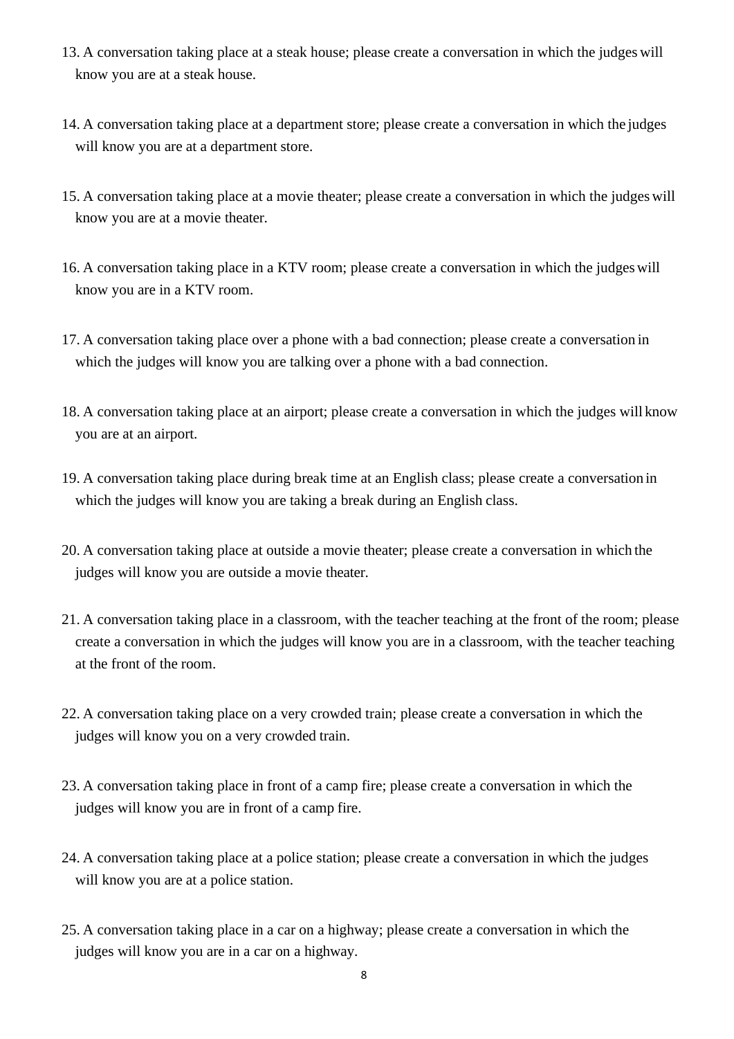13. A conversation taking place at a steak house; please create a conversation in which the judges will know you are at a steak house.

14. A conversation taking place at a department store; please create a conversation in which the judges will know you are at a department store.

15. A conversation taking place at a movie theater; please create a conversation in which the judges will know you are at a movie theater.

16. A conversation taking place in a KTV room; please create a conversation in which the judges will know you are in a KTV room.

17. A conversation taking place over a phone with a bad connection; please create a conversation in which the judges will know you are talking over a phone with a bad connection.

18. A conversation taking place at an airport; please create a conversation in which the judges will know you are at an airport.

19. A conversation taking place during break time at an English class; please create a conversation in which the judges will know you are taking a break during an English class.

20. A conversation taking place at outside a movie theater; please create a conversation in which the judges will know you are outside a movie theater.

21. A conversation taking place in a classroom, with the teacher teaching at the front of the room; please create a conversation in which the judges will know you are in a classroom, with the teacher teaching at the front of the room.

22. A conversation taking place on a very crowded train; please create a conversation in which the judges will know you on a very crowded train.

23. A conversation taking place in front of a camp fire; please create a conversation in which the judges will know you are in front of a camp fire.

24. A conversation taking place at a police station; please create a conversation in which the judges will know you are at a police station.

25. A conversation taking place in a car on a highway; please create a conversation in which the judges will know you are in a car on a highway.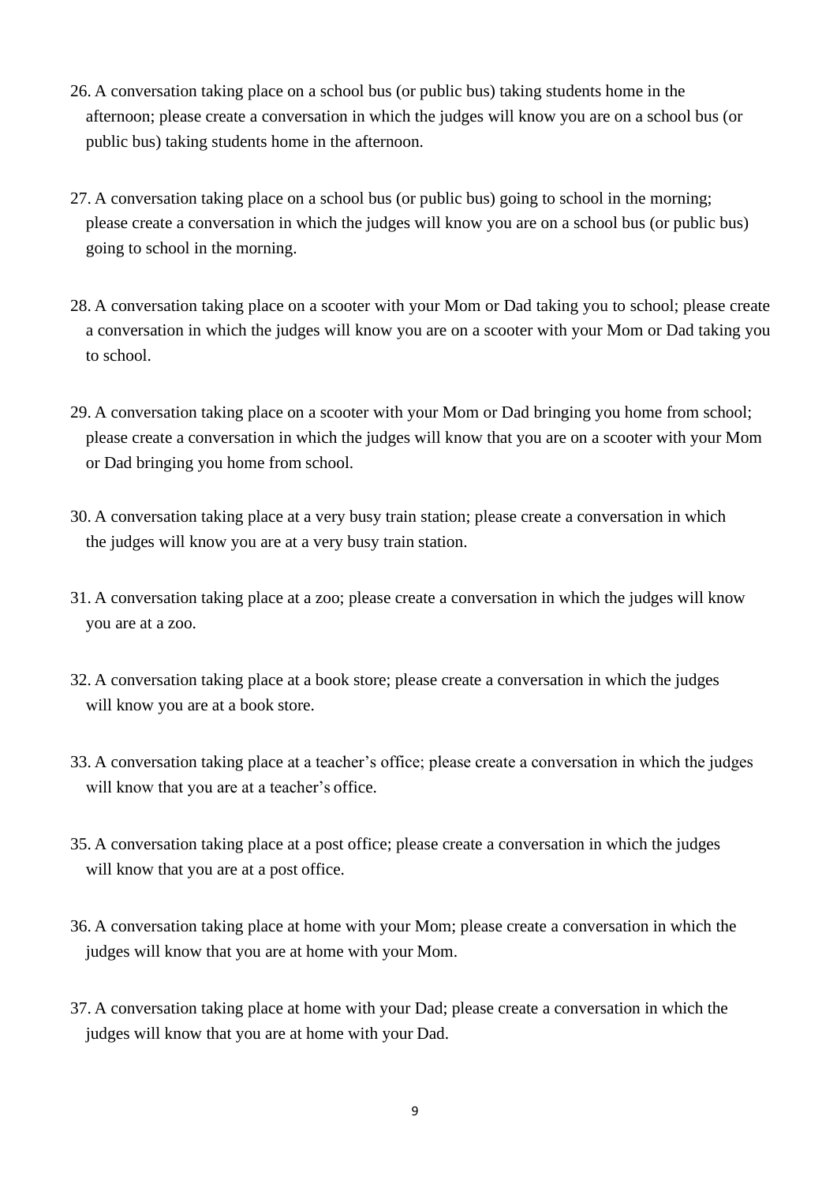26. A conversation taking place on a school bus (or public bus) taking students home in the afternoon; please create a conversation in which the judges will know you are on a school bus (or public bus) taking students home in the afternoon.

27. A conversation taking place on a school bus (or public bus) going to school in the morning; please create a conversation in which the judges will know you are on a school bus (or public bus) going to school in the morning.

28. A conversation taking place on a scooter with your Mom or Dad taking you to school; please create a conversation in which the judges will know you are on a scooter with your Mom or Dad taking you to school.

29. A conversation taking place on a scooter with your Mom or Dad bringing you home from school; please create a conversation in which the judges will know that you are on a scooter with your Mom or Dad bringing you home from school.

30. A conversation taking place at a very busy train station; please create a conversation in which the judges will know you are at a very busy train station.

31. A conversation taking place at a zoo; please create a conversation in which the judges will know you are at a zoo.

32. A conversation taking place at a book store; please create a conversation in which the judges will know you are at a book store.

33. A conversation taking place at a teacher's office; please create a conversation in which the judges will know that you are at a teacher's office.

35. A conversation taking place at a post office; please create a conversation in which the judges will know that you are at a post office.

36. A conversation taking place at home with your Mom; please create a conversation in which the judges will know that you are at home with your Mom.

37. A conversation taking place at home with your Dad; please create a conversation in which the judges will know that you are at home with your Dad.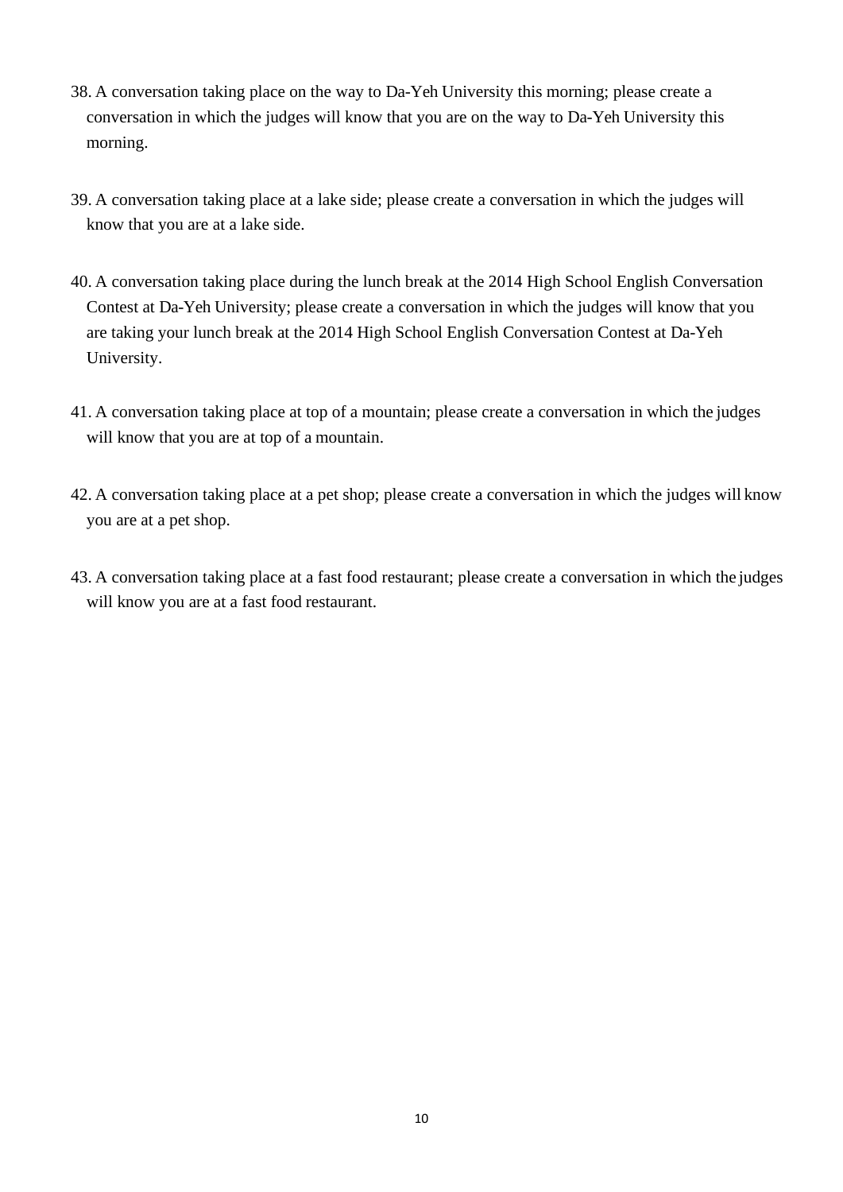38. A conversation taking place on the way to Da-Yeh University this morning; please create a conversation in which the judges will know that you are on the way to Da-Yeh University this morning.

39. A conversation taking place at a lake side; please create a conversation in which the judges will know that you are at a lake side.

40. A conversation taking place during the lunch break at the 2014 High School English Conversation Contest at Da-Yeh University; please create a conversation in which the judges will know that you are taking your lunch break at the 2014 High School English Conversation Contest at Da-Yeh University.

41. A conversation taking place at top of a mountain; please create a conversation in which the judges will know that you are at top of a mountain.

42. A conversation taking place at a pet shop; please create a conversation in which the judges will know you are at a pet shop.

43. A conversation taking place at a fast food restaurant; please create a conversation in which the judges will know you are at a fast food restaurant.